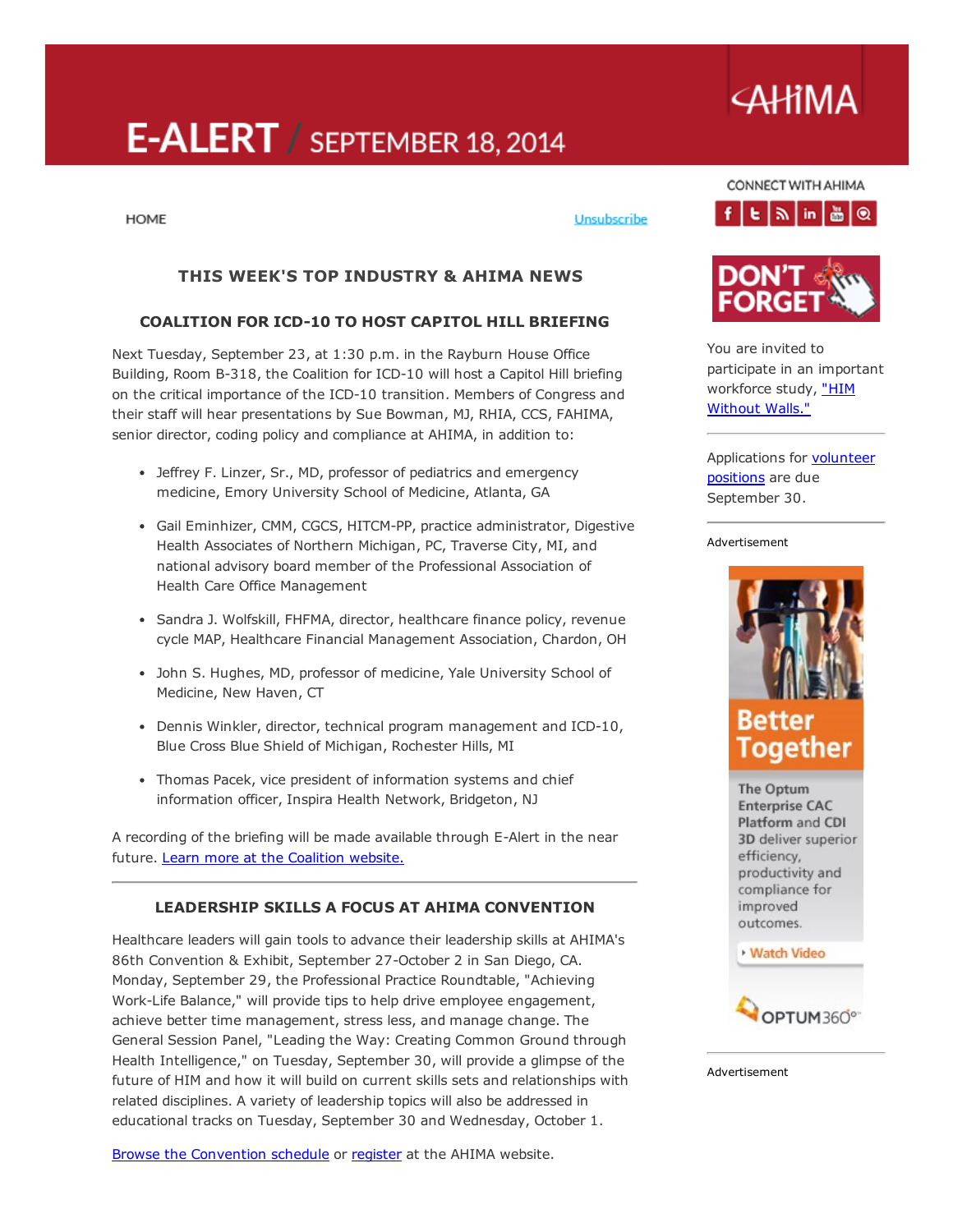# E-ALERT / SEPTEMBER 18, 2014

AHIMA

HOME    Unsubscribe

## THIS WEEK'S TOP INDUSTRY & AHIMA NEWS

### COALITION FOR ICD-10 TO HOST CAPITOL HILL BRIEFING

Next Tuesday, September 23, at 1:30 p.m. in the Rayburn House Office Building, Room B-318, the Coalition for ICD-10 will host a Capitol Hill briefing on the critical importance of the ICD-10 transition. Members of Congress and their staff will hear presentations by Sue Bowman, MJ, RHIA, CCS, FAHIMA, senior director, coding policy and compliance at AHIMA, in addition to:

- Jeffrey F. Linzer, Sr., MD, professor of pediatrics and emergency medicine, Emory University School of Medicine, Atlanta, GA
- Gail Eminhizer, CMM, CGCS, HITCM-PP, practice administrator, Digestive Health Associates of Northern Michigan, PC, Traverse City, MI, and national advisory board member of the Professional Association of Health Care Office Management
- Sandra J. Wolfskill, FHFMA, director, healthcare finance policy, revenue cycle MAP, Healthcare Financial Management Association, Chardon, OH
- John S. Hughes, MD, professor of medicine, Yale University School of Medicine, New Haven, CT
- Dennis Winkler, director, technical program management and ICD-10, Blue Cross Blue Shield of Michigan, Rochester Hills, MI
- Thomas Pacek, vice president of information systems and chief information officer, Inspira Health Network, Bridgeton, NJ

A recording of the briefing will be made available through E-Alert in the near future. [Learn more at the Coalition website.]

---

### LEADERSHIP SKILLS A FOCUS AT AHIMA CONVENTION

Healthcare leaders will gain tools to advance their leadership skills at AHIMA's 86th Convention & Exhibit, September 27-October 2 in San Diego, CA. Monday, September 29, the Professional Practice Roundtable, "Achieving Work-Life Balance," will provide tips to help drive employee engagement, achieve better time management, stress less, and manage change. The General Session Panel, "Leading the Way: Creating Common Ground through Health Intelligence," on Tuesday, September 30, will provide a glimpse of the future of HIM and how it will build on current skills sets and relationships with related disciplines. A variety of leadership topics will also be addressed in educational tracks on Tuesday, September 30 and Wednesday, October 1.

[Browse the Convention schedule] or [register] at the AHIMA website.

---

CONNECT WITH AHIMA

DON'T FORGET

You are invited to participate in an important workforce study, ["HIM Without Walls."]

Applications for [volunteer positions] are due September 30.

Advertisement

Better Together

The Optum Enterprise CAC Platform and CDI 3D deliver superior efficiency, productivity and compliance for improved outcomes.

Watch Video

OPTUM360°

Advertisement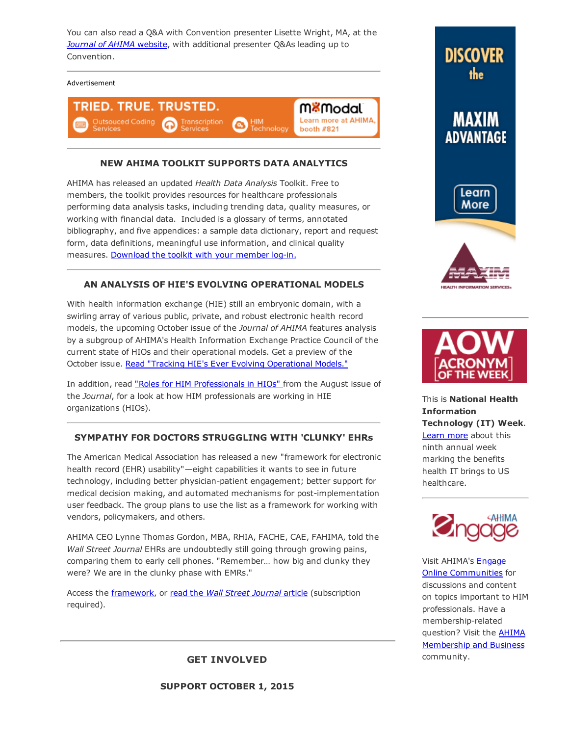You can also read a Q&A with Convention presenter Lisette Wright, MA, at the *Journal of AHIMA* website, with additional presenter Q&As leading up to Convention.

Advertisement

TRIED. TRUE. TRUSTED. Outsouced Coding Services | Transcription Services | HIM Technology | mModal Learn more at AHIMA, booth #821

### NEW AHIMA TOOLKIT SUPPORTS DATA ANALYTICS

AHIMA has released an updated *Health Data Analysis* Toolkit. Free to members, the toolkit provides resources for healthcare professionals performing data analysis tasks, including trending data, quality measures, or working with financial data. Included is a glossary of terms, annotated bibliography, and five appendices: a sample data dictionary, report and request form, data definitions, meaningful use information, and clinical quality measures. Download the toolkit with your member log-in.

### AN ANALYSIS OF HIE'S EVOLVING OPERATIONAL MODELS

With health information exchange (HIE) still an embryonic domain, with a swirling array of various public, private, and robust electronic health record models, the upcoming October issue of the *Journal of AHIMA* features analysis by a subgroup of AHIMA's Health Information Exchange Practice Council of the current state of HIOs and their operational models. Get a preview of the October issue. Read "Tracking HIE's Ever Evolving Operational Models."

In addition, read "Roles for HIM Professionals in HIOs" from the August issue of the *Journal*, for a look at how HIM professionals are working in HIE organizations (HIOs).

### SYMPATHY FOR DOCTORS STRUGGLING WITH 'CLUNKY' EHRs

The American Medical Association has released a new "framework for electronic health record (EHR) usability"—eight capabilities it wants to see in future technology, including better physician-patient engagement; better support for medical decision making, and automated mechanisms for post-implementation user feedback. The group plans to use the list as a framework for working with vendors, policymakers, and others.

AHIMA CEO Lynne Thomas Gordon, MBA, RHIA, FACHE, CAE, FAHIMA, told the *Wall Street Journal* EHRs are undoubtedly still going through growing pains, comparing them to early cell phones. "Remember… how big and clunky they were? We are in the clunky phase with EMRs."

Access the framework, or read the *Wall Street Journal* article (subscription required).

### GET INVOLVED

**SUPPORT OCTOBER 1, 2015**

DISCOVER the MAXIM ADVANTAGE — Learn More — MAXIM HEALTH INFORMATION SERVICES

**AOW ACRONYM OF THE WEEK**

This is **National Health Information Technology (IT) Week**. Learn more about this ninth annual week marking the benefits health IT brings to US healthcare.

**AHIMA Engage**

Visit AHIMA's Engage Online Communities for discussions and content on topics important to HIM professionals. Have a membership-related question? Visit the AHIMA Membership and Business community.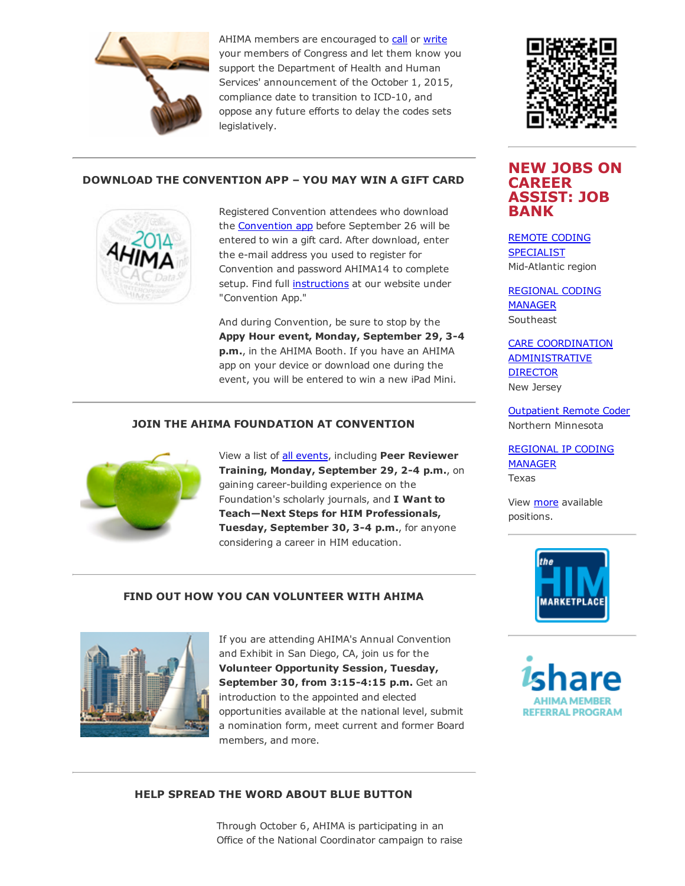AHIMA members are encouraged to call or write your members of Congress and let them know you support the Department of Health and Human Services' announcement of the October 1, 2015, compliance date to transition to ICD-10, and oppose any future efforts to delay the codes sets legislatively.

## DOWNLOAD THE CONVENTION APP – YOU MAY WIN A GIFT CARD

Registered Convention attendees who download the Convention app before September 26 will be entered to win a gift card. After download, enter the e-mail address you used to register for Convention and password AHIMA14 to complete setup. Find full instructions at our website under "Convention App."

And during Convention, be sure to stop by the **Appy Hour event, Monday, September 29, 3-4 p.m.**, in the AHIMA Booth. If you have an AHIMA app on your device or download one during the event, you will be entered to win a new iPad Mini.

## JOIN THE AHIMA FOUNDATION AT CONVENTION

View a list of all events, including **Peer Reviewer Training, Monday, September 29, 2-4 p.m.**, on gaining career-building experience on the Foundation's scholarly journals, and **I Want to Teach—Next Steps for HIM Professionals, Tuesday, September 30, 3-4 p.m.**, for anyone considering a career in HIM education.

## FIND OUT HOW YOU CAN VOLUNTEER WITH AHIMA

If you are attending AHIMA's Annual Convention and Exhibit in San Diego, CA, join us for the **Volunteer Opportunity Session, Tuesday, September 30, from 3:15-4:15 p.m.** Get an introduction to the appointed and elected opportunities available at the national level, submit a nomination form, meet current and former Board members, and more.

## HELP SPREAD THE WORD ABOUT BLUE BUTTON

Through October 6, AHIMA is participating in an Office of the National Coordinator campaign to raise

## NEW JOBS ON CAREER ASSIST: JOB BANK

REMOTE CODING SPECIALIST
Mid-Atlantic region

REGIONAL CODING MANAGER
Southeast

CARE COORDINATION ADMINISTRATIVE DIRECTOR
New Jersey

Outpatient Remote Coder
Northern Minnesota

REGIONAL IP CODING MANAGER
Texas

View more available positions.

the HIM MARKETPLACE

ishare AHIMA MEMBER REFERRAL PROGRAM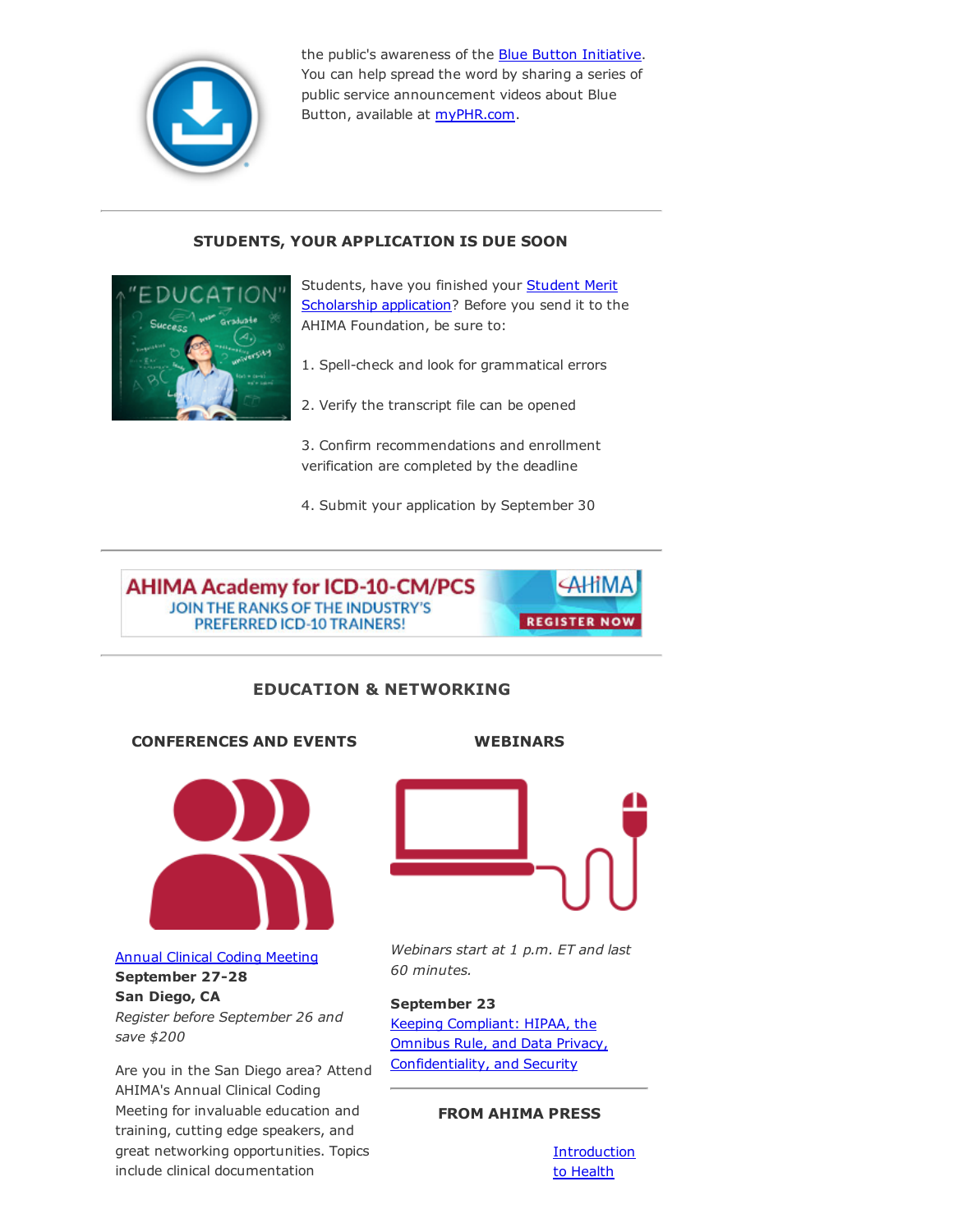the public's awareness of the Blue Button Initiative. You can help spread the word by sharing a series of public service announcement videos about Blue Button, available at myPHR.com.

---

## STUDENTS, YOUR APPLICATION IS DUE SOON

Students, have you finished your Student Merit Scholarship application? Before you send it to the AHIMA Foundation, be sure to:

1. Spell-check and look for grammatical errors

2. Verify the transcript file can be opened

3. Confirm recommendations and enrollment verification are completed by the deadline

4. Submit your application by September 30

---

AHIMA Academy for ICD-10-CM/PCS
JOIN THE RANKS OF THE INDUSTRY'S PREFERRED ICD-10 TRAINERS!
AHIMA
REGISTER NOW

---

## EDUCATION & NETWORKING

### CONFERENCES AND EVENTS

Annual Clinical Coding Meeting
**September 27-28**
**San Diego, CA**
*Register before September 26 and save $200*

Are you in the San Diego area? Attend AHIMA's Annual Clinical Coding Meeting for invaluable education and training, cutting edge speakers, and great networking opportunities. Topics include clinical documentation

### WEBINARS

*Webinars start at 1 p.m. ET and last 60 minutes.*

**September 23**
Keeping Compliant: HIPAA, the Omnibus Rule, and Data Privacy, Confidentiality, and Security

---

### FROM AHIMA PRESS

Introduction to Health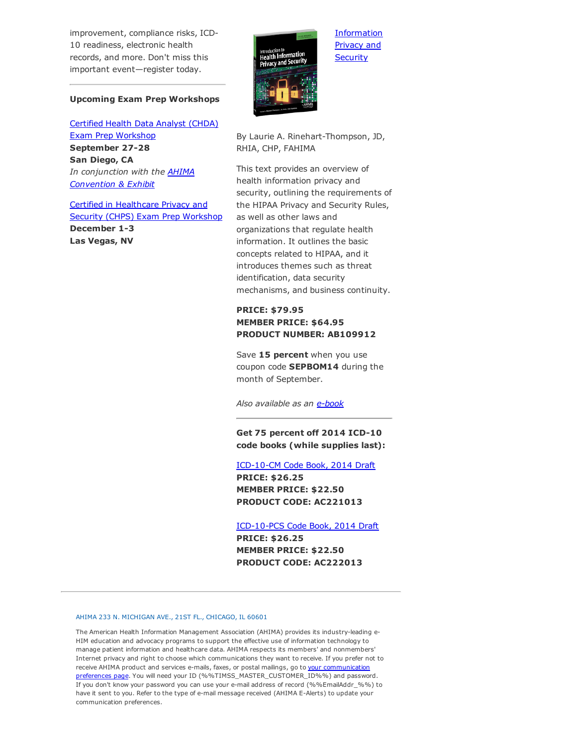improvement, compliance risks, ICD-10 readiness, electronic health records, and more. Don't miss this important event—register today.

---

**Upcoming Exam Prep Workshops**

Certified Health Data Analyst (CHDA) Exam Prep Workshop
**September 27-28**
**San Diego, CA**
*In conjunction with the AHIMA Convention & Exhibit*

Certified in Healthcare Privacy and Security (CHPS) Exam Prep Workshop
**December 1-3**
**Las Vegas, NV**

Information Privacy and Security

By Laurie A. Rinehart-Thompson, JD, RHIA, CHP, FAHIMA

This text provides an overview of health information privacy and security, outlining the requirements of the HIPAA Privacy and Security Rules, as well as other laws and organizations that regulate health information. It outlines the basic concepts related to HIPAA, and it introduces themes such as threat identification, data security mechanisms, and business continuity.

**PRICE: $79.95**
**MEMBER PRICE: $64.95**
**PRODUCT NUMBER: AB109912**

Save **15 percent** when you use coupon code **SEPBOM14** during the month of September.

*Also available as an e-book*

---

**Get 75 percent off 2014 ICD-10 code books (while supplies last):**

ICD-10-CM Code Book, 2014 Draft
**PRICE: $26.25**
**MEMBER PRICE: $22.50**
**PRODUCT CODE: AC221013**

ICD-10-PCS Code Book, 2014 Draft
**PRICE: $26.25**
**MEMBER PRICE: $22.50**
**PRODUCT CODE: AC222013**

---

AHIMA 233 N. MICHIGAN AVE., 21ST FL., CHICAGO, IL 60601

The American Health Information Management Association (AHIMA) provides its industry-leading e-HIM education and advocacy programs to support the effective use of information technology to manage patient information and healthcare data. AHIMA respects its members' and nonmembers' Internet privacy and right to choose which communications they want to receive. If you prefer not to receive AHIMA product and services e-mails, faxes, or postal mailings, go to your communication preferences page. You will need your ID (%%TIMSS_MASTER_CUSTOMER_ID%%) and password. If you don't know your password you can use your e-mail address of record (%%EmailAddr_%%) to have it sent to you. Refer to the type of e-mail message received (AHIMA E-Alerts) to update your communication preferences.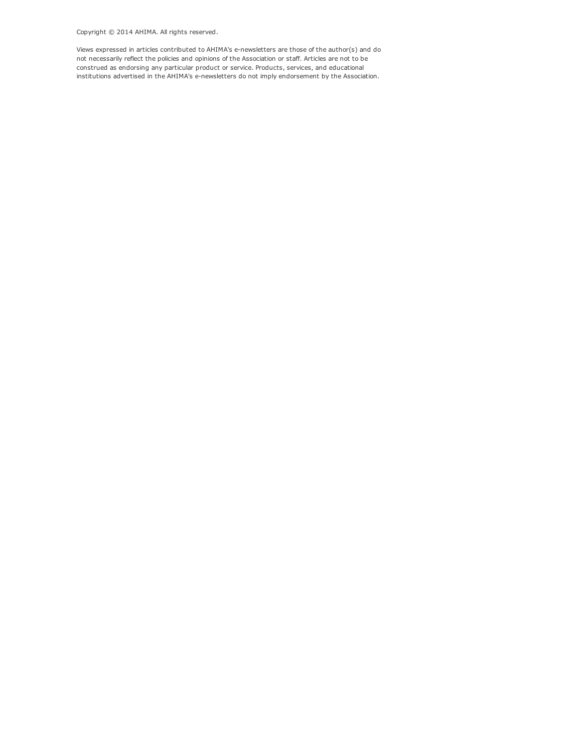Copyright © 2014 AHIMA. All rights reserved.

Views expressed in articles contributed to AHIMA's e-newsletters are those of the author(s) and do not necessarily reflect the policies and opinions of the Association or staff. Articles are not to be construed as endorsing any particular product or service. Products, services, and educational institutions advertised in the AHIMA's e-newsletters do not imply endorsement by the Association.